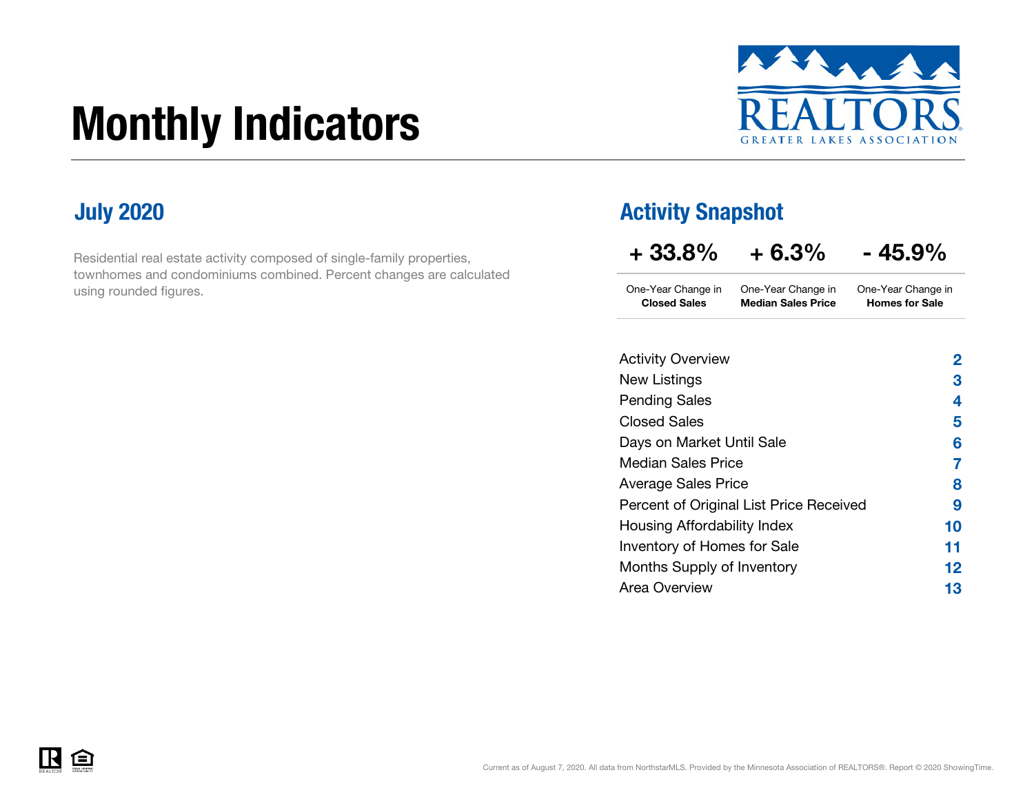# Monthly Indicators

REALTORS GREATER LAKES ASSOCIATION

## July 2020

Residential real estate activity composed of single-family properties, townhomes and condominiums combined. Percent changes are calculated using rounded figures.

## Activity Snapshot

| + 33.8% | + 6.3% | - 45.9% |
|---|---|---|
| One-Year Change in **Closed Sales** | One-Year Change in **Median Sales Price** | One-Year Change in **Homes for Sale** |

| | |
|---|---|
| Activity Overview | 2 |
| New Listings | 3 |
| Pending Sales | 4 |
| Closed Sales | 5 |
| Days on Market Until Sale | 6 |
| Median Sales Price | 7 |
| Average Sales Price | 8 |
| Percent of Original List Price Received | 9 |
| Housing Affordability Index | 10 |
| Inventory of Homes for Sale | 11 |
| Months Supply of Inventory | 12 |
| Area Overview | 13 |

Current as of August 7, 2020. All data from NorthstarMLS. Provided by the Minnesota Association of REALTORS®. Report © 2020 ShowingTime.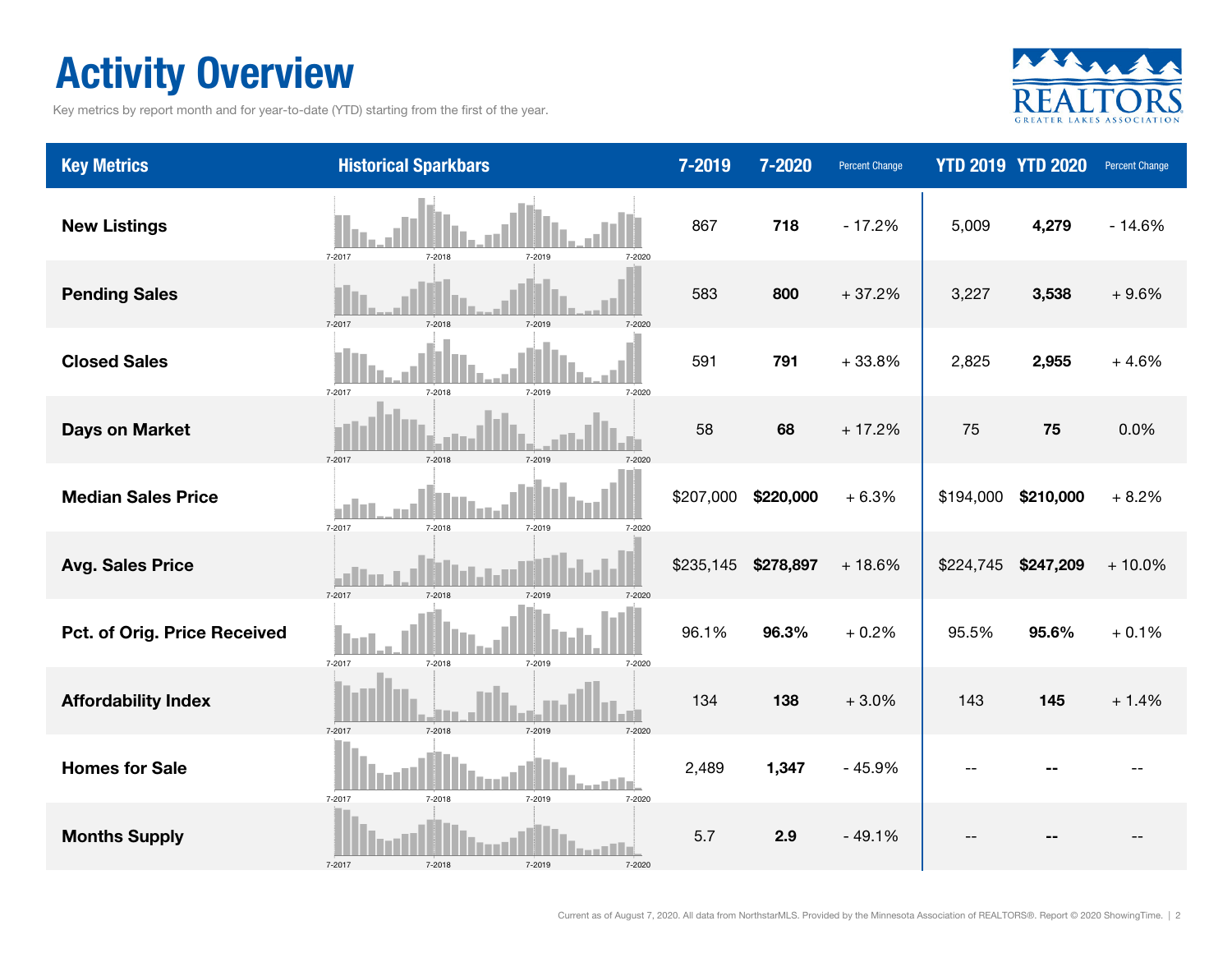# Activity Overview

Key metrics by report month and for year-to-date (YTD) starting from the first of the year.

| Key Metrics | Historical Sparkbars | 7-2019 | 7-2020 | Percent Change | YTD 2019 | YTD 2020 | Percent Change |
|---|---|---|---|---|---|---|---|
| **New Listings** | 7-2017 7-2018 7-2019 7-2020 | 867 | **718** | - 17.2% | 5,009 | **4,279** | - 14.6% |
| **Pending Sales** | 7-2017 7-2018 7-2019 7-2020 | 583 | **800** | + 37.2% | 3,227 | **3,538** | + 9.6% |
| **Closed Sales** | 7-2017 7-2018 7-2019 7-2020 | 591 | **791** | + 33.8% | 2,825 | **2,955** | + 4.6% |
| **Days on Market** | 7-2017 7-2018 7-2019 7-2020 | 58 | **68** | + 17.2% | 75 | **75** | 0.0% |
| **Median Sales Price** | 7-2017 7-2018 7-2019 7-2020 | $207,000 | **$220,000** | + 6.3% | $194,000 | **$210,000** | + 8.2% |
| **Avg. Sales Price** | 7-2017 7-2018 7-2019 7-2020 | $235,145 | **$278,897** | + 18.6% | $224,745 | **$247,209** | + 10.0% |
| **Pct. of Orig. Price Received** | 7-2017 7-2018 7-2019 7-2020 | 96.1% | **96.3%** | + 0.2% | 95.5% | **95.6%** | + 0.1% |
| **Affordability Index** | 7-2017 7-2018 7-2019 7-2020 | 134 | **138** | + 3.0% | 143 | **145** | + 1.4% |
| **Homes for Sale** | 7-2017 7-2018 7-2019 7-2020 | 2,489 | **1,347** | - 45.9% | -- | **--** | -- |
| **Months Supply** | 7-2017 7-2018 7-2019 7-2020 | 5.7 | **2.9** | - 49.1% | -- | **--** | -- |

Current as of August 7, 2020. All data from NorthstarMLS. Provided by the Minnesota Association of REALTORS®. Report © 2020 ShowingTime.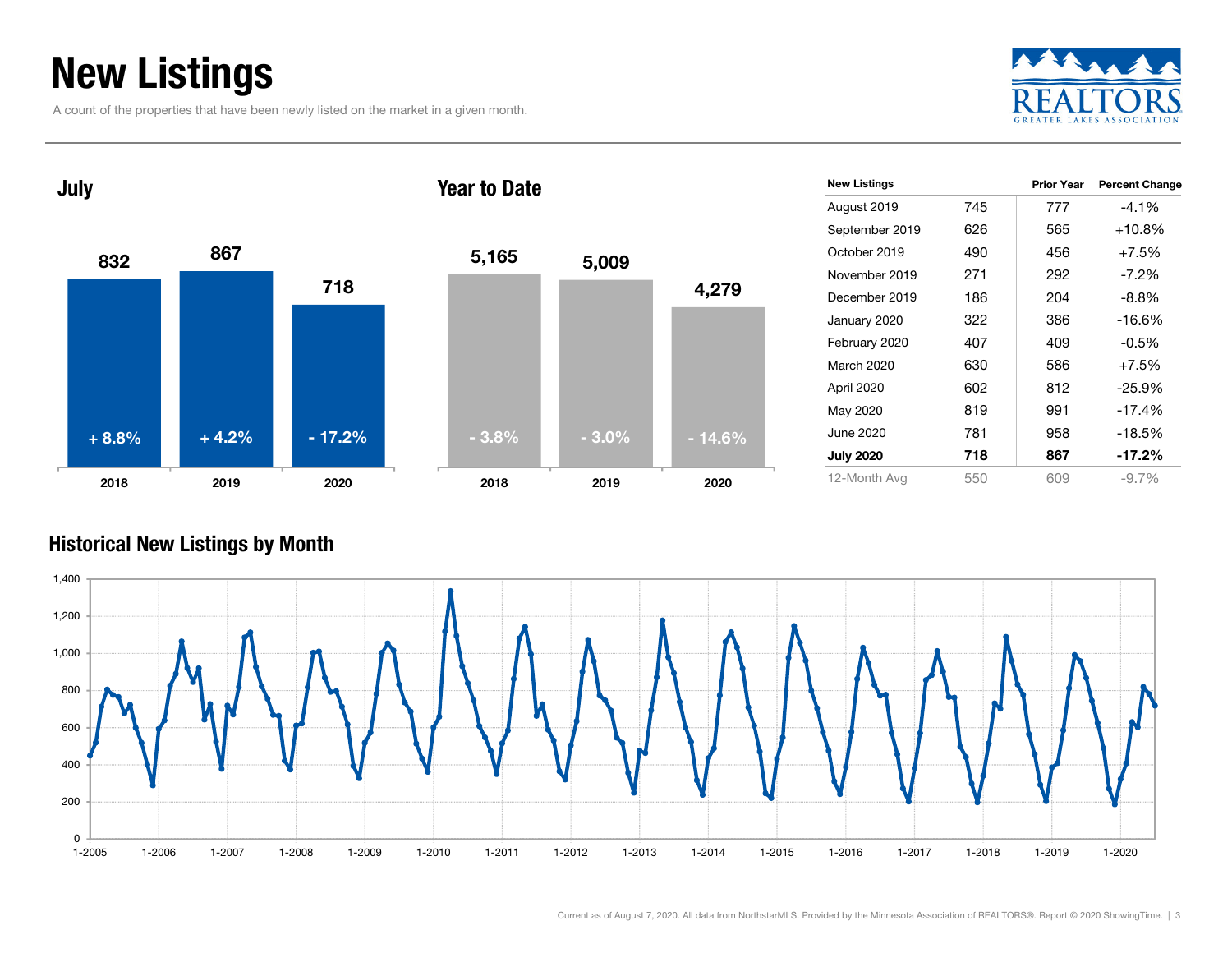# New Listings

A count of the properties that have been newly listed on the market in a given month.

## July

| | 2018 | 2019 | 2020 |
|---|---|---|---|
| New Listings | 832 | 867 | 718 |
| Percent Change | + 8.8% | + 4.2% | - 17.2% |

## Year to Date

| | 2018 | 2019 | 2020 |
|---|---|---|---|
| New Listings | 5,165 | 5,009 | 4,279 |
| Percent Change | - 3.8% | - 3.0% | - 14.6% |

| New Listings | | Prior Year | Percent Change |
|---|---|---|---|
| August 2019 | 745 | 777 | -4.1% |
| September 2019 | 626 | 565 | +10.8% |
| October 2019 | 490 | 456 | +7.5% |
| November 2019 | 271 | 292 | -7.2% |
| December 2019 | 186 | 204 | -8.8% |
| January 2020 | 322 | 386 | -16.6% |
| February 2020 | 407 | 409 | -0.5% |
| March 2020 | 630 | 586 | +7.5% |
| April 2020 | 602 | 812 | -25.9% |
| May 2020 | 819 | 991 | -17.4% |
| June 2020 | 781 | 958 | -18.5% |
| **July 2020** | **718** | **867** | **-17.2%** |
| 12-Month Avg | 550 | 609 | -9.7% |

## Historical New Listings by Month

Current as of August 7, 2020. All data from NorthstarMLS. Provided by the Minnesota Association of REALTORS®. Report © 2020 ShowingTime.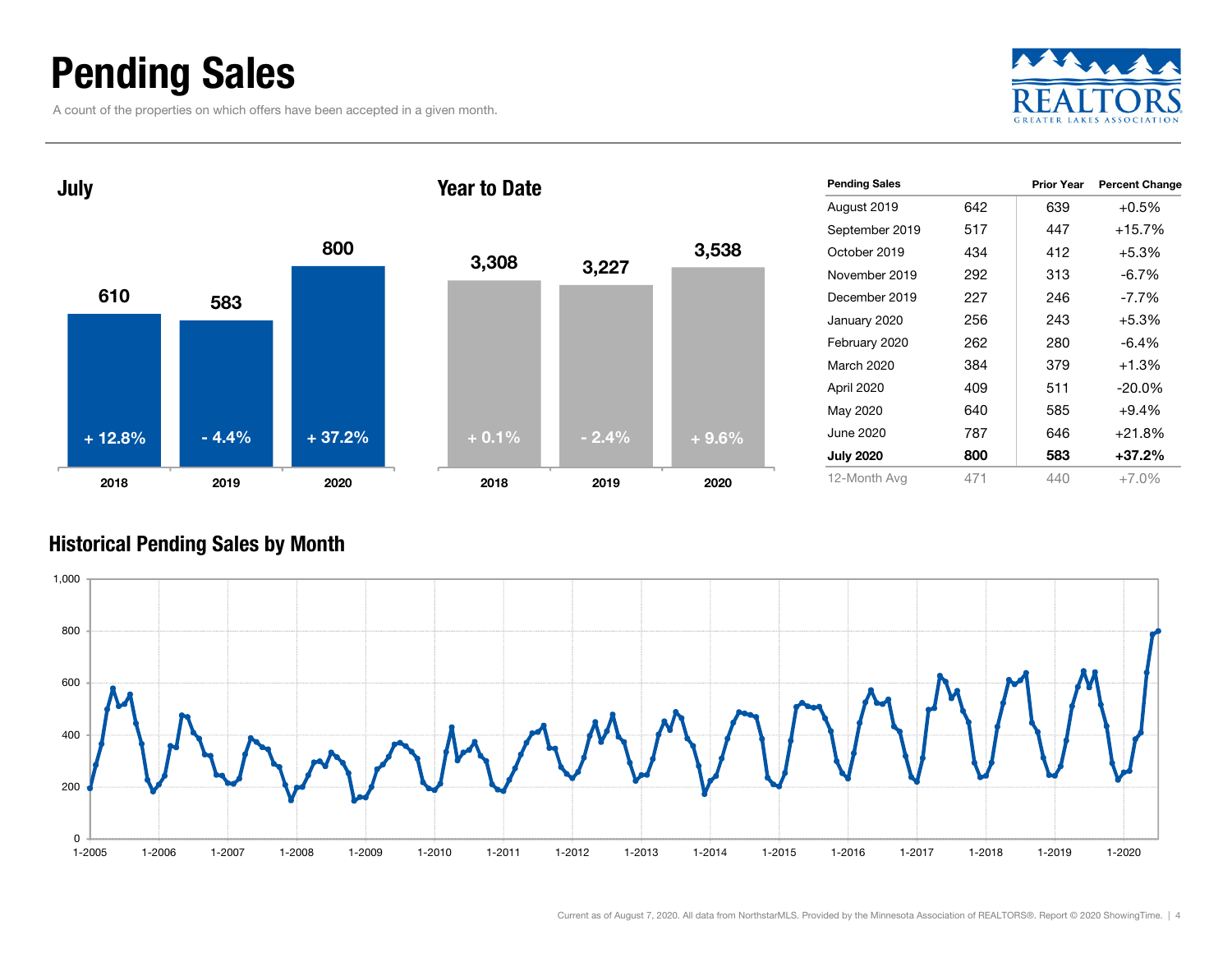# Pending Sales

A count of the properties on which offers have been accepted in a given month.

## July

| Year | Pending Sales | Change |
|---|---|---|
| 2018 | 610 | + 12.8% |
| 2019 | 583 | - 4.4% |
| 2020 | 800 | + 37.2% |

## Year to Date

| Year | Pending Sales | Change |
|---|---|---|
| 2018 | 3,308 | + 0.1% |
| 2019 | 3,227 | - 2.4% |
| 2020 | 3,538 | + 9.6% |

| Pending Sales | | Prior Year | Percent Change |
|---|---|---|---|
| August 2019 | 642 | 639 | +0.5% |
| September 2019 | 517 | 447 | +15.7% |
| October 2019 | 434 | 412 | +5.3% |
| November 2019 | 292 | 313 | -6.7% |
| December 2019 | 227 | 246 | -7.7% |
| January 2020 | 256 | 243 | +5.3% |
| February 2020 | 262 | 280 | -6.4% |
| March 2020 | 384 | 379 | +1.3% |
| April 2020 | 409 | 511 | -20.0% |
| May 2020 | 640 | 585 | +9.4% |
| June 2020 | 787 | 646 | +21.8% |
| **July 2020** | **800** | **583** | **+37.2%** |
| 12-Month Avg | 471 | 440 | +7.0% |

## Historical Pending Sales by Month

Current as of August 7, 2020. All data from NorthstarMLS. Provided by the Minnesota Association of REALTORS®. Report © 2020 ShowingTime.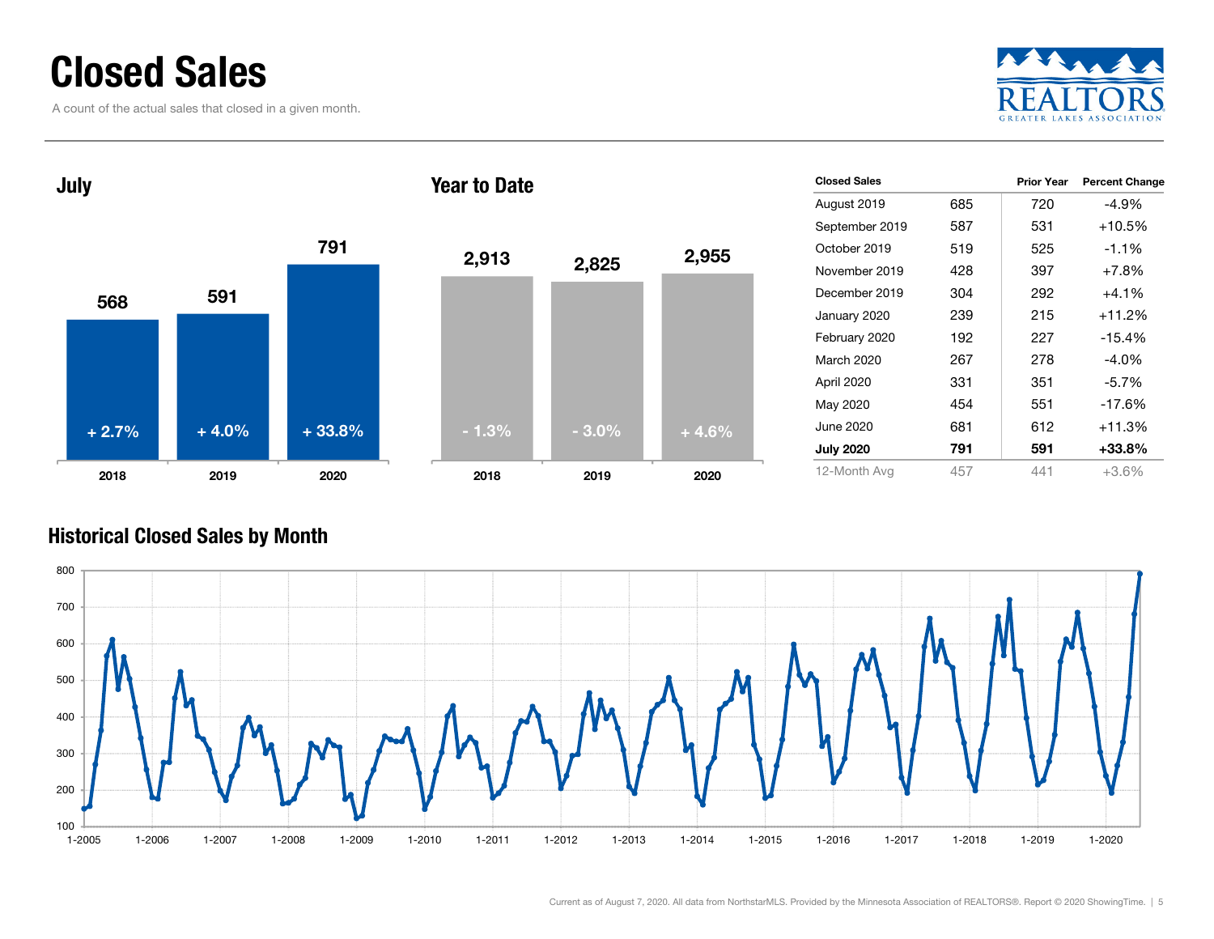# Closed Sales

A count of the actual sales that closed in a given month.

## July

| | 2018 | 2019 | 2020 |
|---|---|---|---|
| Closed Sales | 568 | 591 | 791 |
| Change | + 2.7% | + 4.0% | + 33.8% |

## Year to Date

| | 2018 | 2019 | 2020 |
|---|---|---|---|
| Closed Sales | 2,913 | 2,825 | 2,955 |
| Change | - 1.3% | - 3.0% | + 4.6% |

| Closed Sales | | Prior Year | Percent Change |
|---|---|---|---|
| August 2019 | 685 | 720 | -4.9% |
| September 2019 | 587 | 531 | +10.5% |
| October 2019 | 519 | 525 | -1.1% |
| November 2019 | 428 | 397 | +7.8% |
| December 2019 | 304 | 292 | +4.1% |
| January 2020 | 239 | 215 | +11.2% |
| February 2020 | 192 | 227 | -15.4% |
| March 2020 | 267 | 278 | -4.0% |
| April 2020 | 331 | 351 | -5.7% |
| May 2020 | 454 | 551 | -17.6% |
| June 2020 | 681 | 612 | +11.3% |
| **July 2020** | **791** | **591** | **+33.8%** |
| 12-Month Avg | 457 | 441 | +3.6% |

## Historical Closed Sales by Month

Current as of August 7, 2020. All data from NorthstarMLS. Provided by the Minnesota Association of REALTORS®. Report © 2020 ShowingTime.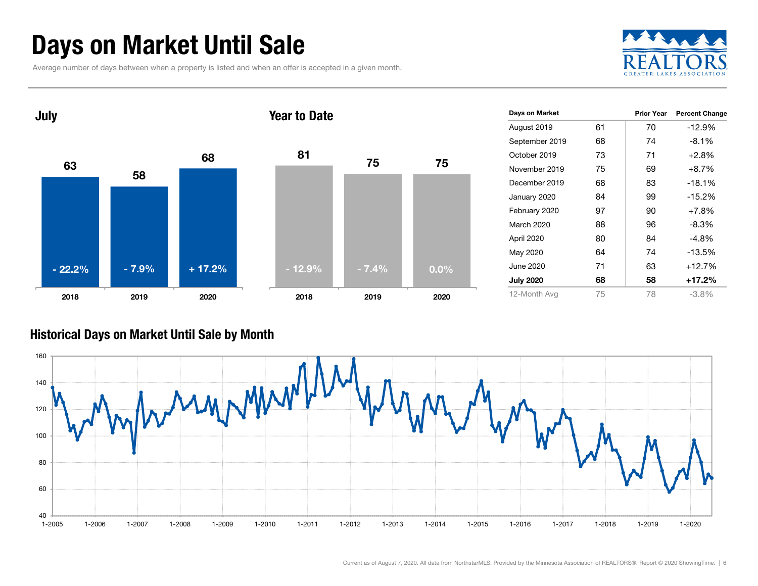# Days on Market Until Sale

Average number of days between when a property is listed and when an offer is accepted in a given month.

## July

| Year | Days | Change |
|---|---|---|
| 2018 | 63 | - 22.2% |
| 2019 | 58 | - 7.9% |
| 2020 | 68 | + 17.2% |

## Year to Date

| Year | Days | Change |
|---|---|---|
| 2018 | 81 | - 12.9% |
| 2019 | 75 | - 7.4% |
| 2020 | 75 | 0.0% |

| Days on Market | | Prior Year | Percent Change |
|---|---|---|---|
| August 2019 | 61 | 70 | -12.9% |
| September 2019 | 68 | 74 | -8.1% |
| October 2019 | 73 | 71 | +2.8% |
| November 2019 | 75 | 69 | +8.7% |
| December 2019 | 68 | 83 | -18.1% |
| January 2020 | 84 | 99 | -15.2% |
| February 2020 | 97 | 90 | +7.8% |
| March 2020 | 88 | 96 | -8.3% |
| April 2020 | 80 | 84 | -4.8% |
| May 2020 | 64 | 74 | -13.5% |
| June 2020 | 71 | 63 | +12.7% |
| **July 2020** | **68** | **58** | **+17.2%** |
| 12-Month Avg | 75 | 78 | -3.8% |

## Historical Days on Market Until Sale by Month

Current as of August 7, 2020. All data from NorthstarMLS. Provided by the Minnesota Association of REALTORS®. Report © 2020 ShowingTime.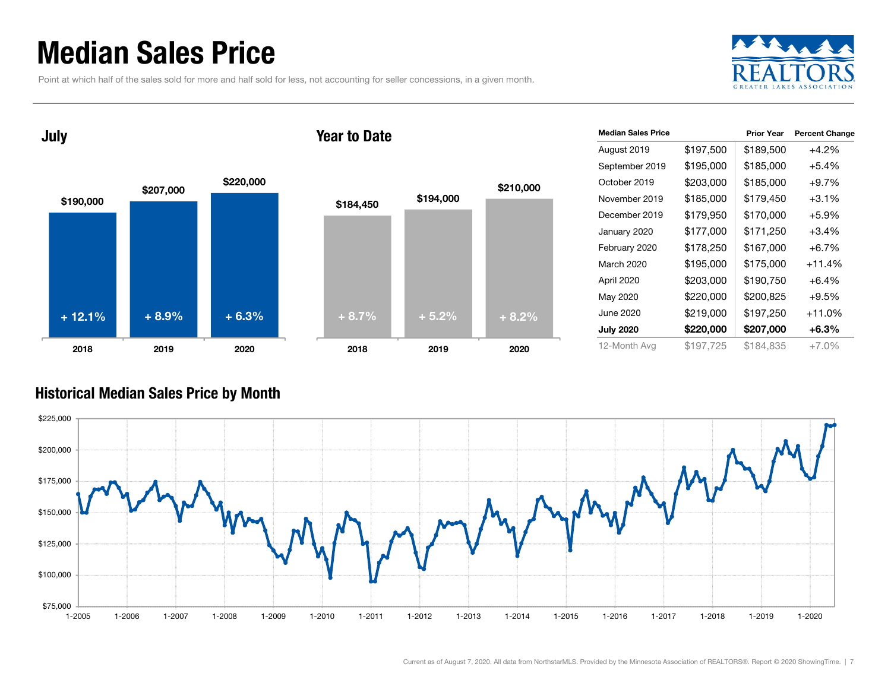# Median Sales Price

Point at which half of the sales sold for more and half sold for less, not accounting for seller concessions, in a given month.

### July

| | 2018 | 2019 | 2020 |
|---|---|---|---|
| Median Sales Price | $190,000 | $207,000 | $220,000 |
| Change | + 12.1% | + 8.9% | + 6.3% |

### Year to Date

| | 2018 | 2019 | 2020 |
|---|---|---|---|
| Median Sales Price | $184,450 | $194,000 | $210,000 |
| Change | + 8.7% | + 5.2% | + 8.2% |

| Median Sales Price | | Prior Year | Percent Change |
|---|---|---|---|
| August 2019 | $197,500 | $189,500 | +4.2% |
| September 2019 | $195,000 | $185,000 | +5.4% |
| October 2019 | $203,000 | $185,000 | +9.7% |
| November 2019 | $185,000 | $179,450 | +3.1% |
| December 2019 | $179,950 | $170,000 | +5.9% |
| January 2020 | $177,000 | $171,250 | +3.4% |
| February 2020 | $178,250 | $167,000 | +6.7% |
| March 2020 | $195,000 | $175,000 | +11.4% |
| April 2020 | $203,000 | $190,750 | +6.4% |
| May 2020 | $220,000 | $200,825 | +9.5% |
| June 2020 | $219,000 | $197,250 | +11.0% |
| **July 2020** | **$220,000** | **$207,000** | **+6.3%** |
| 12-Month Avg | $197,725 | $184,835 | +7.0% |

### Historical Median Sales Price by Month

Current as of August 7, 2020. All data from NorthstarMLS. Provided by the Minnesota Association of REALTORS®. Report © 2020 ShowingTime.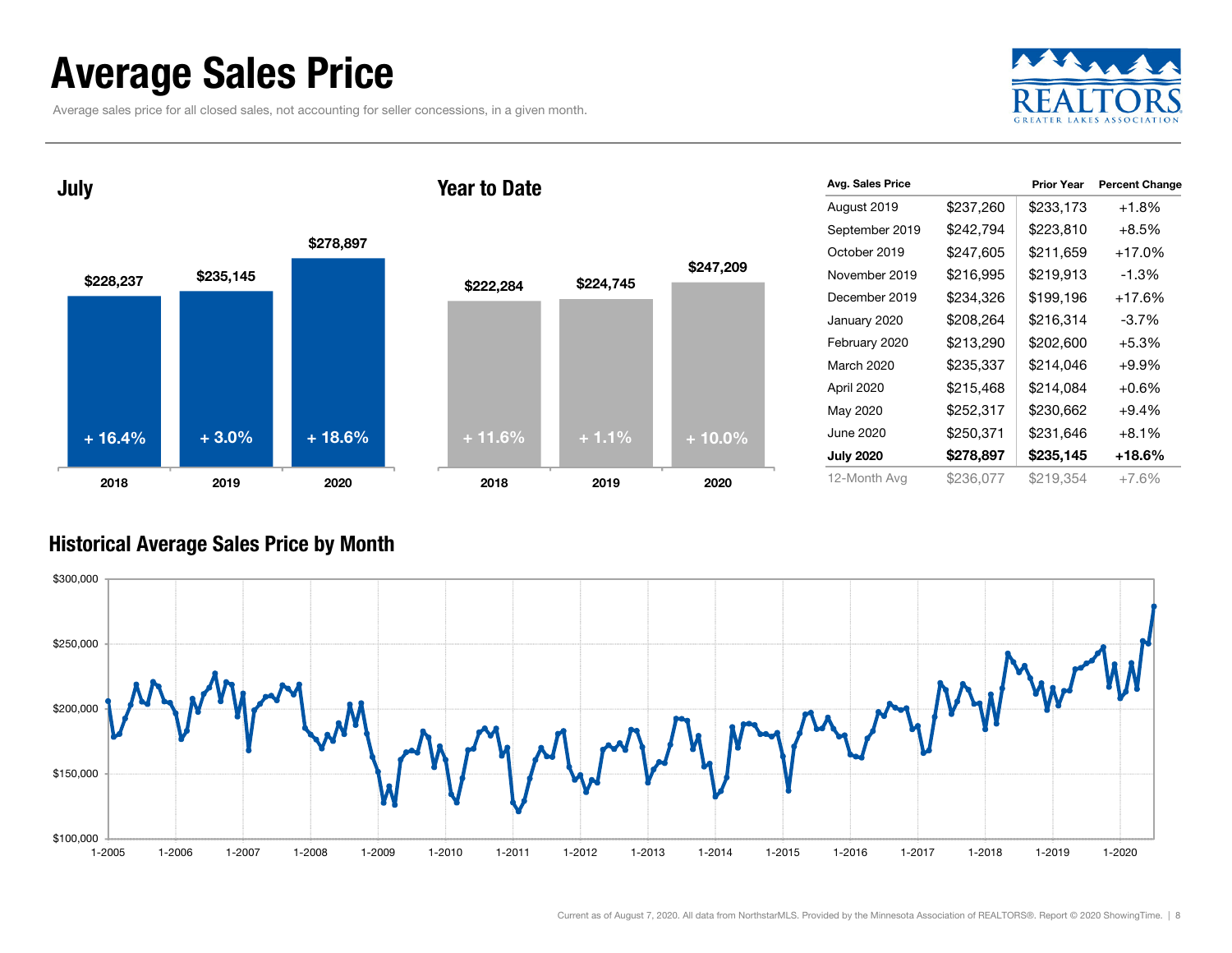# Average Sales Price

Average sales price for all closed sales, not accounting for seller concessions, in a given month.

## July

| Year | Avg. Sales Price | Change |
| --- | --- | --- |
| 2018 | $228,237 | + 16.4% |
| 2019 | $235,145 | + 3.0% |
| 2020 | $278,897 | + 18.6% |

## Year to Date

| Year | Avg. Sales Price | Change |
| --- | --- | --- |
| 2018 | $222,284 | + 11.6% |
| 2019 | $224,745 | + 1.1% |
| 2020 | $247,209 | + 10.0% |

| Avg. Sales Price | | Prior Year | Percent Change |
| --- | --- | --- | --- |
| August 2019 | $237,260 | $233,173 | +1.8% |
| September 2019 | $242,794 | $223,810 | +8.5% |
| October 2019 | $247,605 | $211,659 | +17.0% |
| November 2019 | $216,995 | $219,913 | -1.3% |
| December 2019 | $234,326 | $199,196 | +17.6% |
| January 2020 | $208,264 | $216,314 | -3.7% |
| February 2020 | $213,290 | $202,600 | +5.3% |
| March 2020 | $235,337 | $214,046 | +9.9% |
| April 2020 | $215,468 | $214,084 | +0.6% |
| May 2020 | $252,317 | $230,662 | +9.4% |
| June 2020 | $250,371 | $231,646 | +8.1% |
| **July 2020** | **$278,897** | **$235,145** | **+18.6%** |
| 12-Month Avg | $236,077 | $219,354 | +7.6% |

## Historical Average Sales Price by Month

Current as of August 7, 2020. All data from NorthstarMLS. Provided by the Minnesota Association of REALTORS®. Report © 2020 ShowingTime.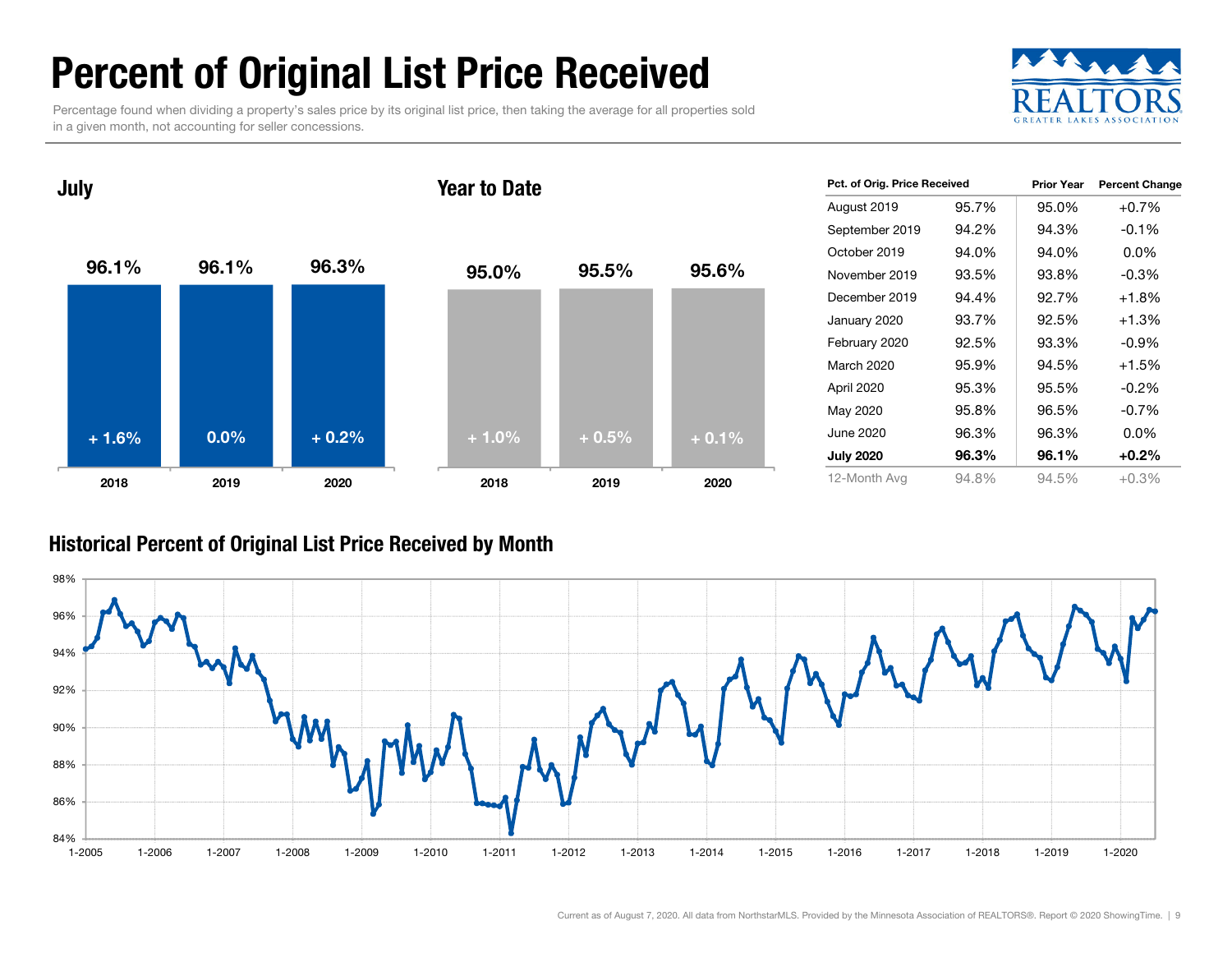# Percent of Original List Price Received

Percentage found when dividing a property's sales price by its original list price, then taking the average for all properties sold in a given month, not accounting for seller concessions.

## July

| | 2018 | 2019 | 2020 |
|---|---|---|---|
| Percent | 96.1% | 96.1% | 96.3% |
| Change | + 1.6% | 0.0% | + 0.2% |

## Year to Date

| | 2018 | 2019 | 2020 |
|---|---|---|---|
| Percent | 95.0% | 95.5% | 95.6% |
| Change | + 1.0% | + 0.5% | + 0.1% |

| Pct. of Orig. Price Received | | Prior Year | Percent Change |
|---|---|---|---|
| August 2019 | 95.7% | 95.0% | +0.7% |
| September 2019 | 94.2% | 94.3% | -0.1% |
| October 2019 | 94.0% | 94.0% | 0.0% |
| November 2019 | 93.5% | 93.8% | -0.3% |
| December 2019 | 94.4% | 92.7% | +1.8% |
| January 2020 | 93.7% | 92.5% | +1.3% |
| February 2020 | 92.5% | 93.3% | -0.9% |
| March 2020 | 95.9% | 94.5% | +1.5% |
| April 2020 | 95.3% | 95.5% | -0.2% |
| May 2020 | 95.8% | 96.5% | -0.7% |
| June 2020 | 96.3% | 96.3% | 0.0% |
| **July 2020** | **96.3%** | **96.1%** | **+0.2%** |
| 12-Month Avg | 94.8% | 94.5% | +0.3% |

## Historical Percent of Original List Price Received by Month

Current as of August 7, 2020. All data from NorthstarMLS. Provided by the Minnesota Association of REALTORS®. Report © 2020 ShowingTime.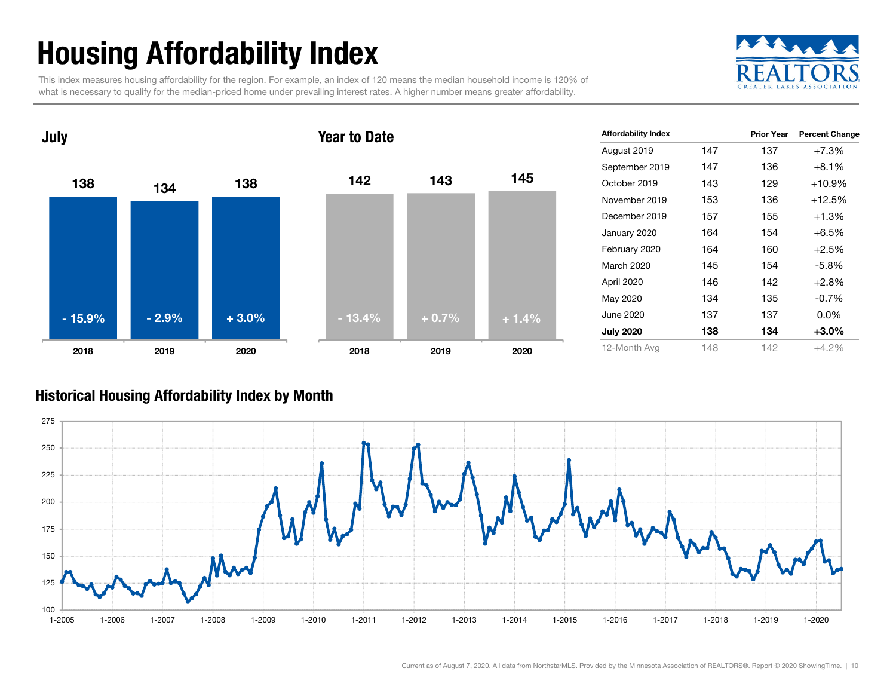# Housing Affordability Index

This index measures housing affordability for the region. For example, an index of 120 means the median household income is 120% of what is necessary to qualify for the median-priced home under prevailing interest rates. A higher number means greater affordability.

## July

| Year | Index | Change |
|---|---|---|
| 2018 | 138 | - 15.9% |
| 2019 | 134 | - 2.9% |
| 2020 | 138 | + 3.0% |

## Year to Date

| Year | Index | Change |
|---|---|---|
| 2018 | 142 | - 13.4% |
| 2019 | 143 | + 0.7% |
| 2020 | 145 | + 1.4% |

| Affordability Index | | Prior Year | Percent Change |
|---|---|---|---|
| August 2019 | 147 | 137 | +7.3% |
| September 2019 | 147 | 136 | +8.1% |
| October 2019 | 143 | 129 | +10.9% |
| November 2019 | 153 | 136 | +12.5% |
| December 2019 | 157 | 155 | +1.3% |
| January 2020 | 164 | 154 | +6.5% |
| February 2020 | 164 | 160 | +2.5% |
| March 2020 | 145 | 154 | -5.8% |
| April 2020 | 146 | 142 | +2.8% |
| May 2020 | 134 | 135 | -0.7% |
| June 2020 | 137 | 137 | 0.0% |
| **July 2020** | **138** | **134** | **+3.0%** |
| 12-Month Avg | 148 | 142 | +4.2% |

## Historical Housing Affordability Index by Month

Current as of August 7, 2020. All data from NorthstarMLS. Provided by the Minnesota Association of REALTORS®. Report © 2020 ShowingTime.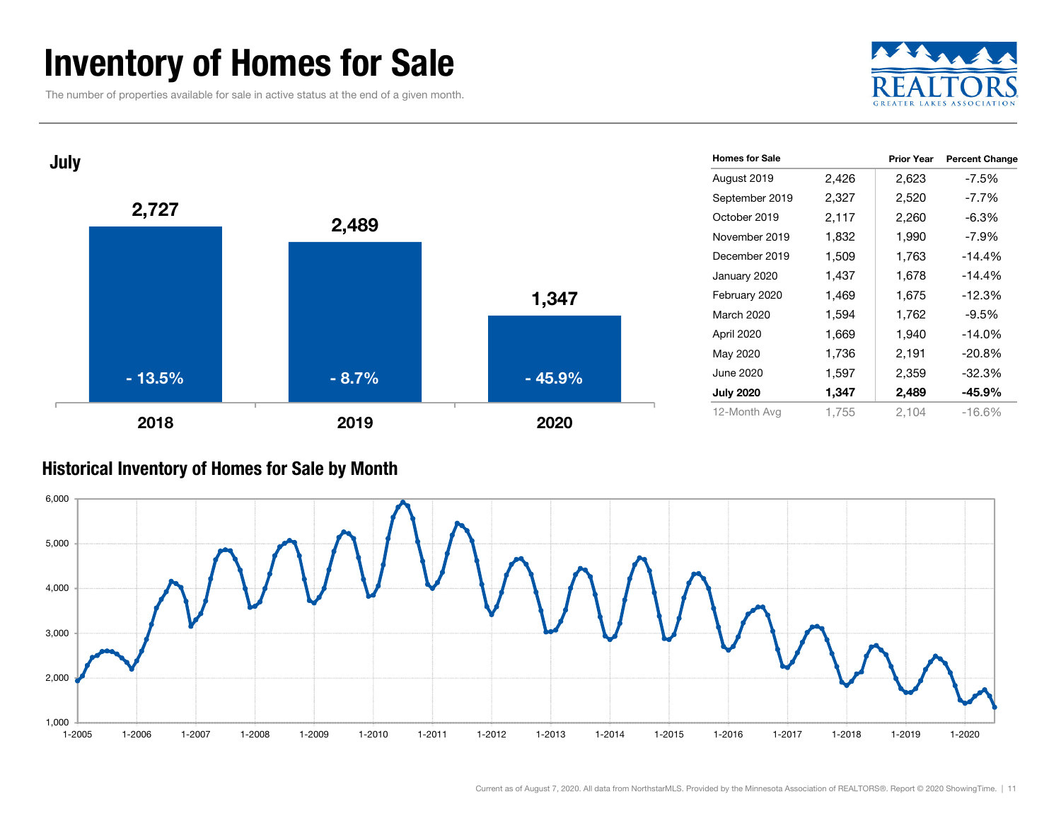# Inventory of Homes for Sale

The number of properties available for sale in active status at the end of a given month.

## July

| Year | Homes for Sale | Change |
|---|---|---|
| 2018 | 2,727 | - 13.5% |
| 2019 | 2,489 | - 8.7% |
| 2020 | 1,347 | - 45.9% |

| Homes for Sale | | Prior Year | Percent Change |
|---|---|---|---|
| August 2019 | 2,426 | 2,623 | -7.5% |
| September 2019 | 2,327 | 2,520 | -7.7% |
| October 2019 | 2,117 | 2,260 | -6.3% |
| November 2019 | 1,832 | 1,990 | -7.9% |
| December 2019 | 1,509 | 1,763 | -14.4% |
| January 2020 | 1,437 | 1,678 | -14.4% |
| February 2020 | 1,469 | 1,675 | -12.3% |
| March 2020 | 1,594 | 1,762 | -9.5% |
| April 2020 | 1,669 | 1,940 | -14.0% |
| May 2020 | 1,736 | 2,191 | -20.8% |
| June 2020 | 1,597 | 2,359 | -32.3% |
| **July 2020** | **1,347** | **2,489** | **-45.9%** |
| 12-Month Avg | 1,755 | 2,104 | -16.6% |

## Historical Inventory of Homes for Sale by Month

Current as of August 7, 2020. All data from NorthstarMLS. Provided by the Minnesota Association of REALTORS®. Report © 2020 ShowingTime.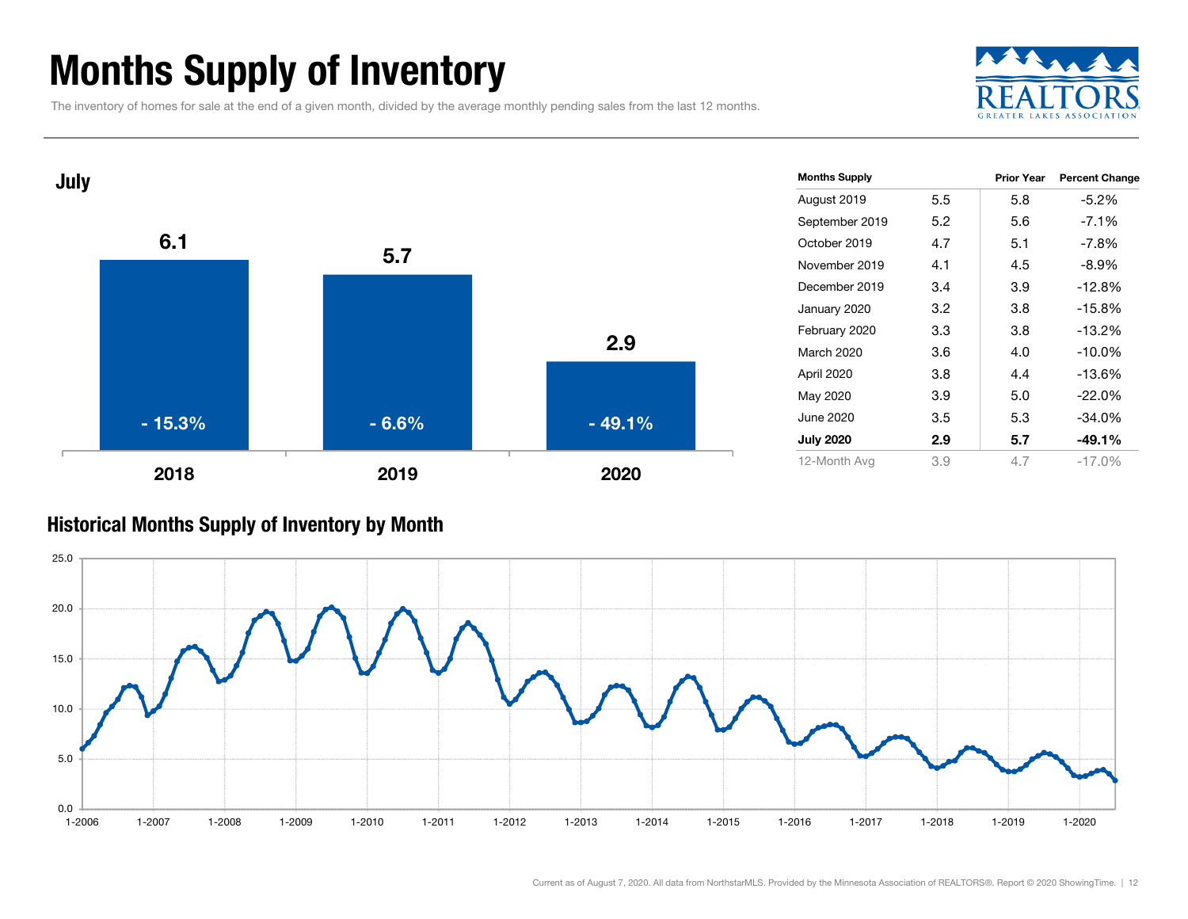# Months Supply of Inventory

The inventory of homes for sale at the end of a given month, divided by the average monthly pending sales from the last 12 months.

## July

| Year | Months Supply | Change |
| --- | --- | --- |
| 2018 | 6.1 | - 15.3% |
| 2019 | 5.7 | - 6.6% |
| 2020 | 2.9 | - 49.1% |

| Months Supply | | Prior Year | Percent Change |
| --- | --- | --- | --- |
| August 2019 | 5.5 | 5.8 | -5.2% |
| September 2019 | 5.2 | 5.6 | -7.1% |
| October 2019 | 4.7 | 5.1 | -7.8% |
| November 2019 | 4.1 | 4.5 | -8.9% |
| December 2019 | 3.4 | 3.9 | -12.8% |
| January 2020 | 3.2 | 3.8 | -15.8% |
| February 2020 | 3.3 | 3.8 | -13.2% |
| March 2020 | 3.6 | 4.0 | -10.0% |
| April 2020 | 3.8 | 4.4 | -13.6% |
| May 2020 | 3.9 | 5.0 | -22.0% |
| June 2020 | 3.5 | 5.3 | -34.0% |
| **July 2020** | **2.9** | **5.7** | **-49.1%** |
| 12-Month Avg | 3.9 | 4.7 | -17.0% |

## Historical Months Supply of Inventory by Month

Current as of August 7, 2020. All data from NorthstarMLS. Provided by the Minnesota Association of REALTORS®. Report © 2020 ShowingTime.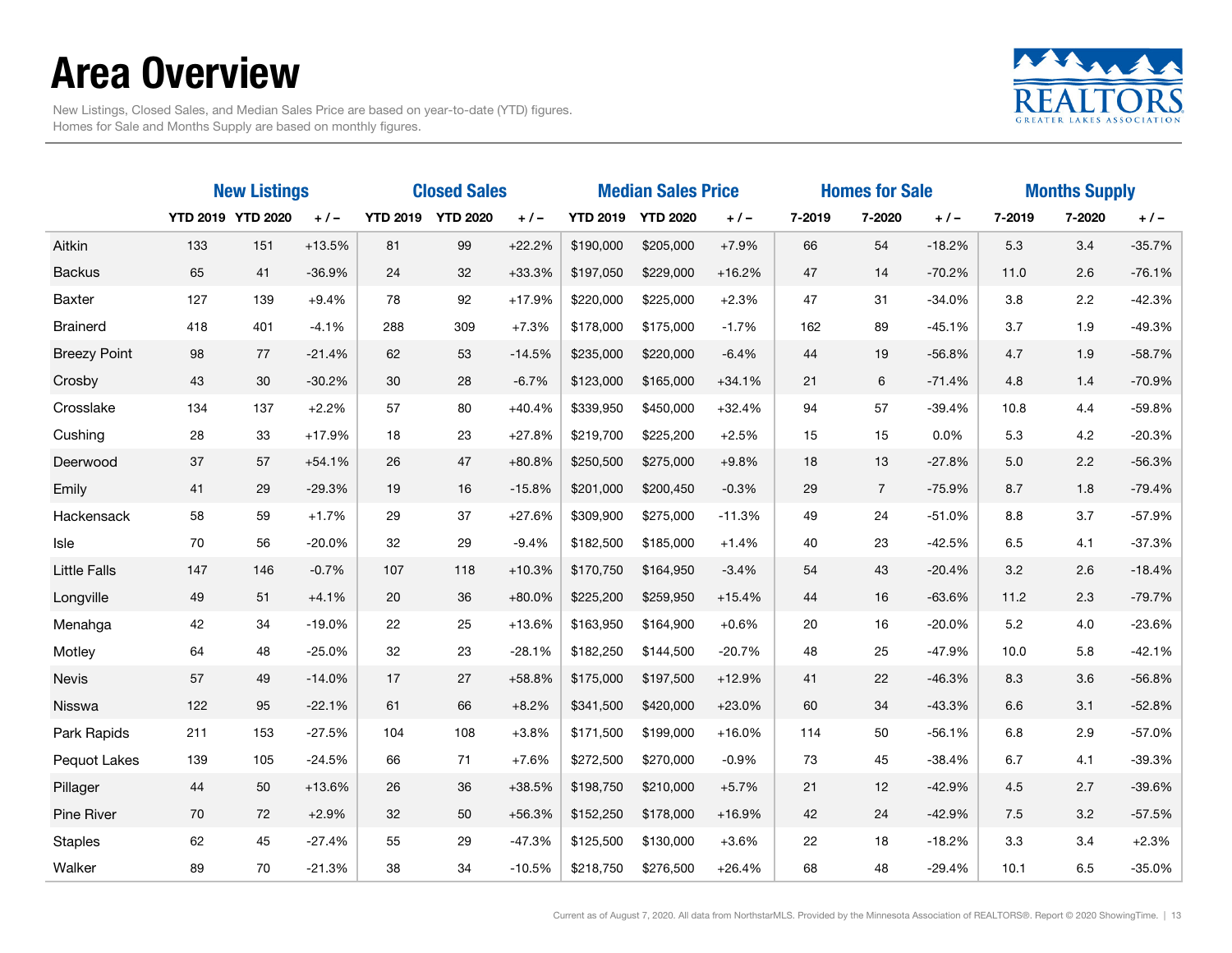# Area Overview

New Listings, Closed Sales, and Median Sales Price are based on year-to-date (YTD) figures.
Homes for Sale and Months Supply are based on monthly figures.

| | New Listings | | | Closed Sales | | | Median Sales Price | | | Homes for Sale | | | Months Supply | | |
|---|---|---|---|---|---|---|---|---|---|---|---|---|---|---|---|
| | YTD 2019 | YTD 2020 | + / – | YTD 2019 | YTD 2020 | + / – | YTD 2019 | YTD 2020 | + / – | 7-2019 | 7-2020 | + / – | 7-2019 | 7-2020 | + / – |
| Aitkin | 133 | 151 | +13.5% | 81 | 99 | +22.2% | $190,000 | $205,000 | +7.9% | 66 | 54 | -18.2% | 5.3 | 3.4 | -35.7% |
| Backus | 65 | 41 | -36.9% | 24 | 32 | +33.3% | $197,050 | $229,000 | +16.2% | 47 | 14 | -70.2% | 11.0 | 2.6 | -76.1% |
| Baxter | 127 | 139 | +9.4% | 78 | 92 | +17.9% | $220,000 | $225,000 | +2.3% | 47 | 31 | -34.0% | 3.8 | 2.2 | -42.3% |
| Brainerd | 418 | 401 | -4.1% | 288 | 309 | +7.3% | $178,000 | $175,000 | -1.7% | 162 | 89 | -45.1% | 3.7 | 1.9 | -49.3% |
| Breezy Point | 98 | 77 | -21.4% | 62 | 53 | -14.5% | $235,000 | $220,000 | -6.4% | 44 | 19 | -56.8% | 4.7 | 1.9 | -58.7% |
| Crosby | 43 | 30 | -30.2% | 30 | 28 | -6.7% | $123,000 | $165,000 | +34.1% | 21 | 6 | -71.4% | 4.8 | 1.4 | -70.9% |
| Crosslake | 134 | 137 | +2.2% | 57 | 80 | +40.4% | $339,950 | $450,000 | +32.4% | 94 | 57 | -39.4% | 10.8 | 4.4 | -59.8% |
| Cushing | 28 | 33 | +17.9% | 18 | 23 | +27.8% | $219,700 | $225,200 | +2.5% | 15 | 15 | 0.0% | 5.3 | 4.2 | -20.3% |
| Deerwood | 37 | 57 | +54.1% | 26 | 47 | +80.8% | $250,500 | $275,000 | +9.8% | 18 | 13 | -27.8% | 5.0 | 2.2 | -56.3% |
| Emily | 41 | 29 | -29.3% | 19 | 16 | -15.8% | $201,000 | $200,450 | -0.3% | 29 | 7 | -75.9% | 8.7 | 1.8 | -79.4% |
| Hackensack | 58 | 59 | +1.7% | 29 | 37 | +27.6% | $309,900 | $275,000 | -11.3% | 49 | 24 | -51.0% | 8.8 | 3.7 | -57.9% |
| Isle | 70 | 56 | -20.0% | 32 | 29 | -9.4% | $182,500 | $185,000 | +1.4% | 40 | 23 | -42.5% | 6.5 | 4.1 | -37.3% |
| Little Falls | 147 | 146 | -0.7% | 107 | 118 | +10.3% | $170,750 | $164,950 | -3.4% | 54 | 43 | -20.4% | 3.2 | 2.6 | -18.4% |
| Longville | 49 | 51 | +4.1% | 20 | 36 | +80.0% | $225,200 | $259,950 | +15.4% | 44 | 16 | -63.6% | 11.2 | 2.3 | -79.7% |
| Menahga | 42 | 34 | -19.0% | 22 | 25 | +13.6% | $163,950 | $164,900 | +0.6% | 20 | 16 | -20.0% | 5.2 | 4.0 | -23.6% |
| Motley | 64 | 48 | -25.0% | 32 | 23 | -28.1% | $182,250 | $144,500 | -20.7% | 48 | 25 | -47.9% | 10.0 | 5.8 | -42.1% |
| Nevis | 57 | 49 | -14.0% | 17 | 27 | +58.8% | $175,000 | $197,500 | +12.9% | 41 | 22 | -46.3% | 8.3 | 3.6 | -56.8% |
| Nisswa | 122 | 95 | -22.1% | 61 | 66 | +8.2% | $341,500 | $420,000 | +23.0% | 60 | 34 | -43.3% | 6.6 | 3.1 | -52.8% |
| Park Rapids | 211 | 153 | -27.5% | 104 | 108 | +3.8% | $171,500 | $199,000 | +16.0% | 114 | 50 | -56.1% | 6.8 | 2.9 | -57.0% |
| Pequot Lakes | 139 | 105 | -24.5% | 66 | 71 | +7.6% | $272,500 | $270,000 | -0.9% | 73 | 45 | -38.4% | 6.7 | 4.1 | -39.3% |
| Pillager | 44 | 50 | +13.6% | 26 | 36 | +38.5% | $198,750 | $210,000 | +5.7% | 21 | 12 | -42.9% | 4.5 | 2.7 | -39.6% |
| Pine River | 70 | 72 | +2.9% | 32 | 50 | +56.3% | $152,250 | $178,000 | +16.9% | 42 | 24 | -42.9% | 7.5 | 3.2 | -57.5% |
| Staples | 62 | 45 | -27.4% | 55 | 29 | -47.3% | $125,500 | $130,000 | +3.6% | 22 | 18 | -18.2% | 3.3 | 3.4 | +2.3% |
| Walker | 89 | 70 | -21.3% | 38 | 34 | -10.5% | $218,750 | $276,500 | +26.4% | 68 | 48 | -29.4% | 10.1 | 6.5 | -35.0% |

Current as of August 7, 2020. All data from NorthstarMLS. Provided by the Minnesota Association of REALTORS®. Report © 2020 ShowingTime.